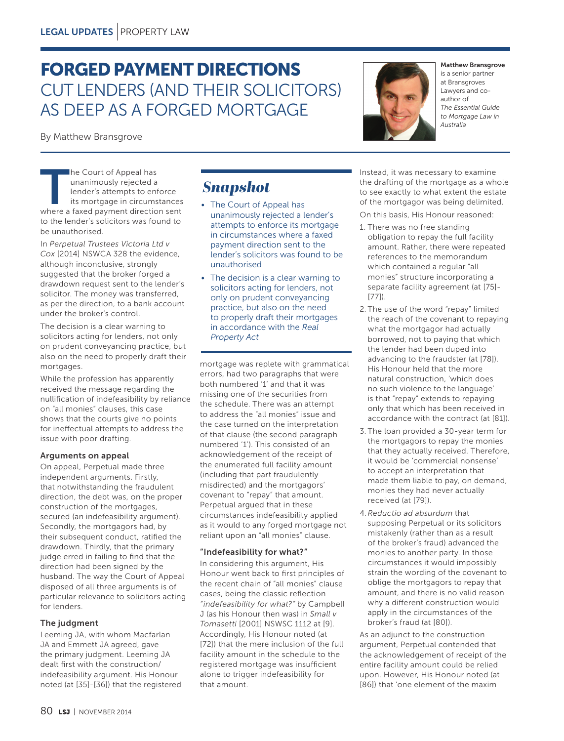# FORGED PAYMENT DIRECTIONS CUT LENDERS (AND THEIR SOLICITORS) AS DEEP AS A FORGED MORTGAGE

By Matthew Bransgrove

**Matthew Bransgrove** is a senior partner at Bransgroves Lawyers and co-author of *The Essential Guide to Mortgage Law in Australia*

## Snapshot

- The Court of Appeal has unanimously rejected a lender's attempts to enforce its mortgage in circumstances where a faxed payment direction sent to the lender's solicitors was found to be unauthorised
- The decision is a clear warning to solicitors acting for lenders, not only on prudent conveyancing practice, but also on the need to properly draft their mortgages in accordance with the *Real Property Act*

The Court of Appeal has unanimously rejected a lender's attempts to enforce its mortgage in circumstances where a faxed payment direction sent to the lender's solicitors was found to be unauthorised.

In *Perpetual Trustees Victoria Ltd v Cox* [2014] NSWCA 328 the evidence, although inconclusive, strongly suggested that the broker forged a drawdown request sent to the lender's solicitor. The money was transferred, as per the direction, to a bank account under the broker's control.

The decision is a clear warning to solicitors acting for lenders, not only on prudent conveyancing practice, but also on the need to properly draft their mortgages.

While the profession has apparently received the message regarding the nullification of indefeasibility by reliance on "all monies" clauses, this case shows that the courts give no points for ineffectual attempts to address the issue with poor drafting.

### Arguments on appeal

On appeal, Perpetual made three independent arguments. Firstly, that notwithstanding the fraudulent direction, the debt was, on the proper construction of the mortgages, secured (an indefeasibility argument). Secondly, the mortgagors had, by their subsequent conduct, ratified the drawdown. Thirdly, that the primary judge erred in failing to find that the direction had been signed by the husband. The way the Court of Appeal disposed of all three arguments is of particular relevance to solicitors acting for lenders.

### The judgment

Leeming JA, with whom Macfarlan JA and Emmett JA agreed, gave the primary judgment. Leeming JA dealt first with the construction/indefeasibility argument. His Honour noted (at [35]-[36]) that the registered mortgage was replete with grammatical errors, had two paragraphs that were both numbered '1' and that it was missing one of the securities from the schedule. There was an attempt to address the "all monies" issue and the case turned on the interpretation of that clause (the second paragraph numbered '1'). This consisted of an acknowledgement of the receipt of the enumerated full facility amount (including that part fraudulently misdirected) and the mortgagors' covenant to "repay" that amount. Perpetual argued that in these circumstances indefeasibility applied as it would to any forged mortgage not reliant upon an "all monies" clause.

### "Indefeasibility for what?"

In considering this argument, His Honour went back to first principles of the recent chain of "all monies" clause cases, being the classic reflection *"indefeasibility for what?"* by Campbell J (as his Honour then was) in *Small v Tomasetti* [2001] NSWSC 1112 at [9]. Accordingly, His Honour noted (at [72]) that the mere inclusion of the full facility amount in the schedule to the registered mortgage was insufficient alone to trigger indefeasibility for that amount.

Instead, it was necessary to examine the drafting of the mortgage as a whole to see exactly to what extent the estate of the mortgagor was being delimited.

On this basis, His Honour reasoned:

1. There was no free standing obligation to repay the full facility amount. Rather, there were repeated references to the memorandum which contained a regular "all monies" structure incorporating a separate facility agreement (at [75]-[77]).
2. The use of the word "repay" limited the reach of the covenant to repaying what the mortgagor had actually borrowed, not to paying that which the lender had been duped into advancing to the fraudster (at [78]). His Honour held that the more natural construction, 'which does no such violence to the language' is that "repay" extends to repaying only that which has been received in accordance with the contract (at [81]).
3. The loan provided a 30-year term for the mortgagors to repay the monies that they actually received. Therefore, it would be 'commercial nonsense' to accept an interpretation that made them liable to pay, on demand, monies they had never actually received (at [79]).
4. *Reductio ad absurdum* that supposing Perpetual or its solicitors mistakenly (rather than as a result of the broker's fraud) advanced the monies to another party. In those circumstances it would impossibly strain the wording of the covenant to oblige the mortgagors to repay that amount, and there is no valid reason why a different construction would apply in the circumstances of the broker's fraud (at [80]).

As an adjunct to the construction argument, Perpetual contended that the acknowledgement of receipt of the entire facility amount could be relied upon. However, His Honour noted (at [86]) that 'one element of the maxim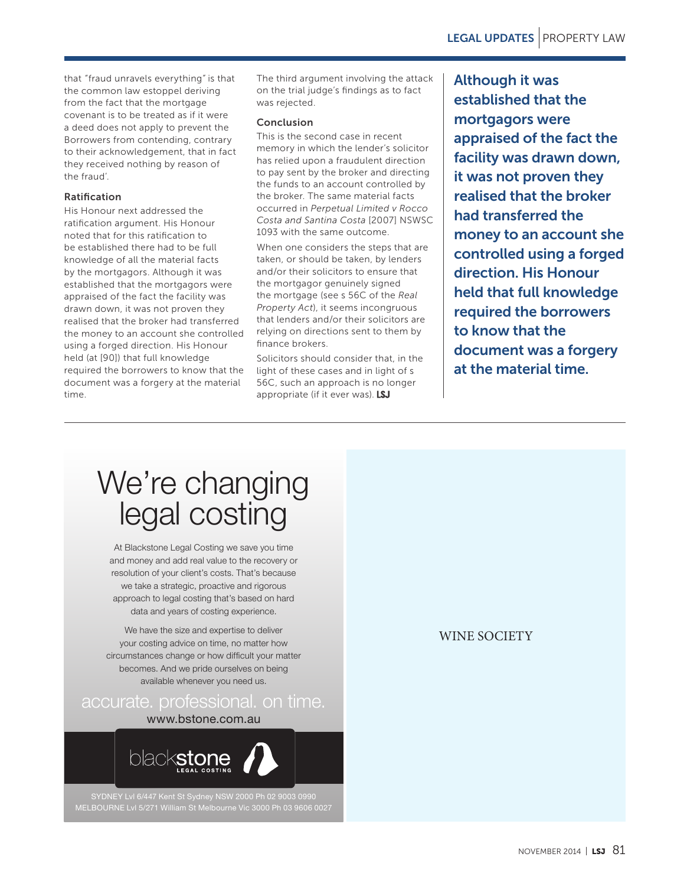that "fraud unravels everything" is that the common law estoppel deriving from the fact that the mortgage covenant is to be treated as if it were a deed does not apply to prevent the Borrowers from contending, contrary to their acknowledgement, that in fact they received nothing by reason of the fraud'.

### Ratification

His Honour next addressed the ratification argument. His Honour noted that for this ratification to be established there had to be full knowledge of all the material facts by the mortgagors. Although it was established that the mortgagors were appraised of the fact the facility was drawn down, it was not proven they realised that the broker had transferred the money to an account she controlled using a forged direction. His Honour held (at [90]) that full knowledge required the borrowers to know that the document was a forgery at the material time.

The third argument involving the attack on the trial judge's findings as to fact was rejected.

### Conclusion

This is the second case in recent memory in which the lender's solicitor has relied upon a fraudulent direction to pay sent by the broker and directing the funds to an account controlled by the broker. The same material facts occurred in *Perpetual Limited v Rocco Costa and Santina Costa* [2007] NSWSC 1093 with the same outcome.

When one considers the steps that are taken, or should be taken, by lenders and/or their solicitors to ensure that the mortgagor genuinely signed the mortgage (see s 56C of the *Real Property Act*), it seems incongruous that lenders and/or their solicitors are relying on directions sent to them by finance brokers.

Solicitors should consider that, in the light of these cases and in light of s 56C, such an approach is no longer appropriate (if it ever was). **LSJ**

**Although it was established that the mortgagors were appraised of the fact the facility was drawn down, it was not proven they realised that the broker had transferred the money to an account she controlled using a forged direction. His Honour held that full knowledge required the borrowers to know that the document was a forgery at the material time.**

# We're changing legal costing

At Blackstone Legal Costing we save you time and money and add real value to the recovery or resolution of your client's costs. That's because we take a strategic, proactive and rigorous approach to legal costing that's based on hard data and years of costing experience.

We have the size and expertise to deliver your costing advice on time, no matter how circumstances change or how difficult your matter becomes. And we pride ourselves on being available whenever you need us.

accurate. professional. on time.

www.bstone.com.au

blackstone LEGAL COSTING

SYDNEY Lvl 6/447 Kent St Sydney NSW 2000 Ph 02 9003 0990
MELBOURNE Lvl 5/271 William St Melbourne Vic 3000 Ph 03 9606 0027

WINE SOCIETY